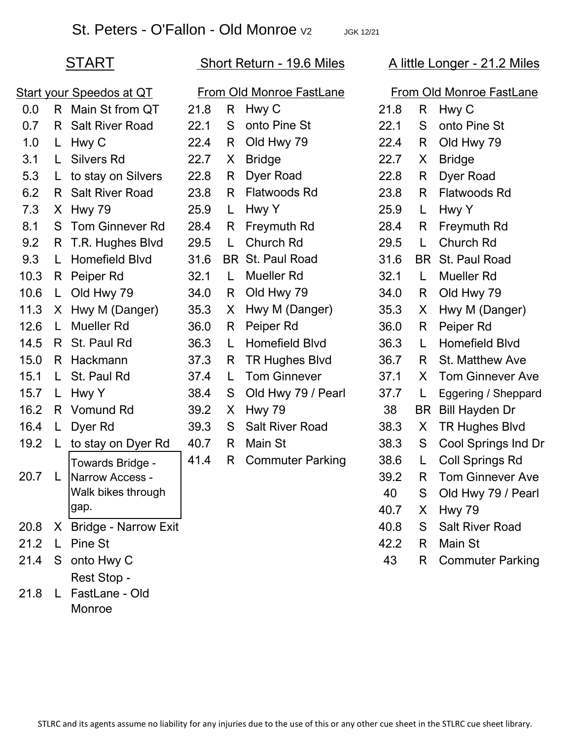# St. Peters - O'Fallon - Old Monroe V2

JGK 12/21

## START

Start your Speedos at QT

| Mile | Dir | Cue |
|---|---|---|
| 0.0 | R | Main St from QT |
| 0.7 | R | Salt River Road |
| 1.0 | L | Hwy C |
| 3.1 | L | Silvers Rd |
| 5.3 | L | to stay on Silvers |
| 6.2 | R | Salt River Road |
| 7.3 | X | Hwy 79 |
| 8.1 | S | Tom Ginnever Rd |
| 9.2 | R | T.R. Hughes Blvd |
| 9.3 | L | Homefield Blvd |
| 10.3 | R | Peiper Rd |
| 10.6 | L | Old Hwy 79 |
| 11.3 | X | Hwy M (Danger) |
| 12.6 | L | Mueller Rd |
| 14.5 | R | St. Paul Rd |
| 15.0 | R | Hackmann |
| 15.1 | L | St. Paul Rd |
| 15.7 | L | Hwy Y |
| 16.2 | R | Vomund Rd |
| 16.4 | L | Dyer Rd |
| 19.2 | L | to stay on Dyer Rd |
| 20.7 | L | Towards Bridge - Narrow Access - Walk bikes through gap. |
| 20.8 | X | Bridge - Narrow Exit |
| 21.2 | L | Pine St |
| 21.4 | S | onto Hwy C |
| 21.8 | L | Rest Stop - FastLane - Old Monroe |

## Short Return - 19.6 Miles

From Old Monroe FastLane

| Mile | Dir | Cue |
|---|---|---|
| 21.8 | R | Hwy C |
| 22.1 | S | onto Pine St |
| 22.4 | R | Old Hwy 79 |
| 22.7 | X | Bridge |
| 22.8 | R | Dyer Road |
| 23.8 | R | Flatwoods Rd |
| 25.9 | L | Hwy Y |
| 28.4 | R | Freymuth Rd |
| 29.5 | L | Church Rd |
| 31.6 | BR | St. Paul Road |
| 32.1 | L | Mueller Rd |
| 34.0 | R | Old Hwy 79 |
| 35.3 | X | Hwy M (Danger) |
| 36.0 | R | Peiper Rd |
| 36.3 | L | Homefield Blvd |
| 37.3 | R | TR Hughes Blvd |
| 37.4 | L | Tom Ginnever |
| 38.4 | S | Old Hwy 79 / Pearl |
| 39.2 | X | Hwy 79 |
| 39.3 | S | Salt River Road |
| 40.7 | R | Main St |
| 41.4 | R | Commuter Parking |

## A little Longer - 21.2 Miles

From Old Monroe FastLane

| Mile | Dir | Cue |
|---|---|---|
| 21.8 | R | Hwy C |
| 22.1 | S | onto Pine St |
| 22.4 | R | Old Hwy 79 |
| 22.7 | X | Bridge |
| 22.8 | R | Dyer Road |
| 23.8 | R | Flatwoods Rd |
| 25.9 | L | Hwy Y |
| 28.4 | R | Freymuth Rd |
| 29.5 | L | Church Rd |
| 31.6 | BR | St. Paul Road |
| 32.1 | L | Mueller Rd |
| 34.0 | R | Old Hwy 79 |
| 35.3 | X | Hwy M (Danger) |
| 36.0 | R | Peiper Rd |
| 36.3 | L | Homefield Blvd |
| 36.7 | R | St. Matthew Ave |
| 37.1 | X | Tom Ginnever Ave |
| 37.7 | L | Eggering / Sheppard |
| 38 | BR | Bill Hayden Dr |
| 38.3 | X | TR Hughes Blvd |
| 38.3 | S | Cool Springs Ind Dr |
| 38.6 | L | Coll Springs Rd |
| 39.2 | R | Tom Ginnever Ave |
| 40 | S | Old Hwy 79 / Pearl |
| 40.7 | X | Hwy 79 |
| 40.8 | S | Salt River Road |
| 42.2 | R | Main St |
| 43 | R | Commuter Parking |

STLRC and its agents assume no liability for any injuries due to the use of this or any other cue sheet in the STLRC cue sheet library.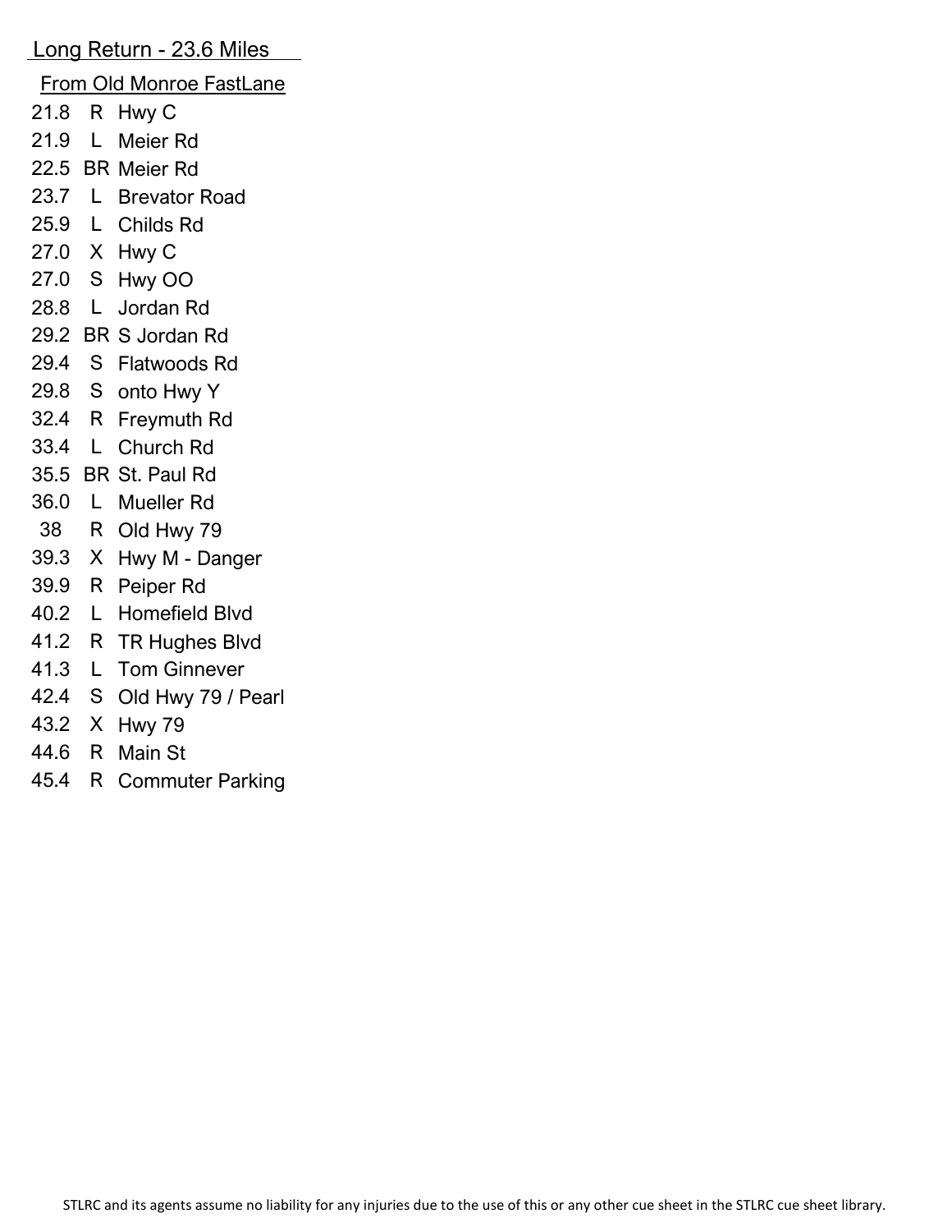## Long Return - 23.6 Miles

From Old Monroe FastLane

| | | |
|---|---|---|
| 21.8 | R | Hwy C |
| 21.9 | L | Meier Rd |
| 22.5 | BR | Meier Rd |
| 23.7 | L | Brevator Road |
| 25.9 | L | Childs Rd |
| 27.0 | X | Hwy C |
| 27.0 | S | Hwy OO |
| 28.8 | L | Jordan Rd |
| 29.2 | BR | S Jordan Rd |
| 29.4 | S | Flatwoods Rd |
| 29.8 | S | onto Hwy Y |
| 32.4 | R | Freymuth Rd |
| 33.4 | L | Church Rd |
| 35.5 | BR | St. Paul Rd |
| 36.0 | L | Mueller Rd |
| 38 | R | Old Hwy 79 |
| 39.3 | X | Hwy M - Danger |
| 39.9 | R | Peiper Rd |
| 40.2 | L | Homefield Blvd |
| 41.2 | R | TR Hughes Blvd |
| 41.3 | L | Tom Ginnever |
| 42.4 | S | Old Hwy 79 / Pearl |
| 43.2 | X | Hwy 79 |
| 44.6 | R | Main St |
| 45.4 | R | Commuter Parking |

STLRC and its agents assume no liability for any injuries due to the use of this or any other cue sheet in the STLRC cue sheet library.